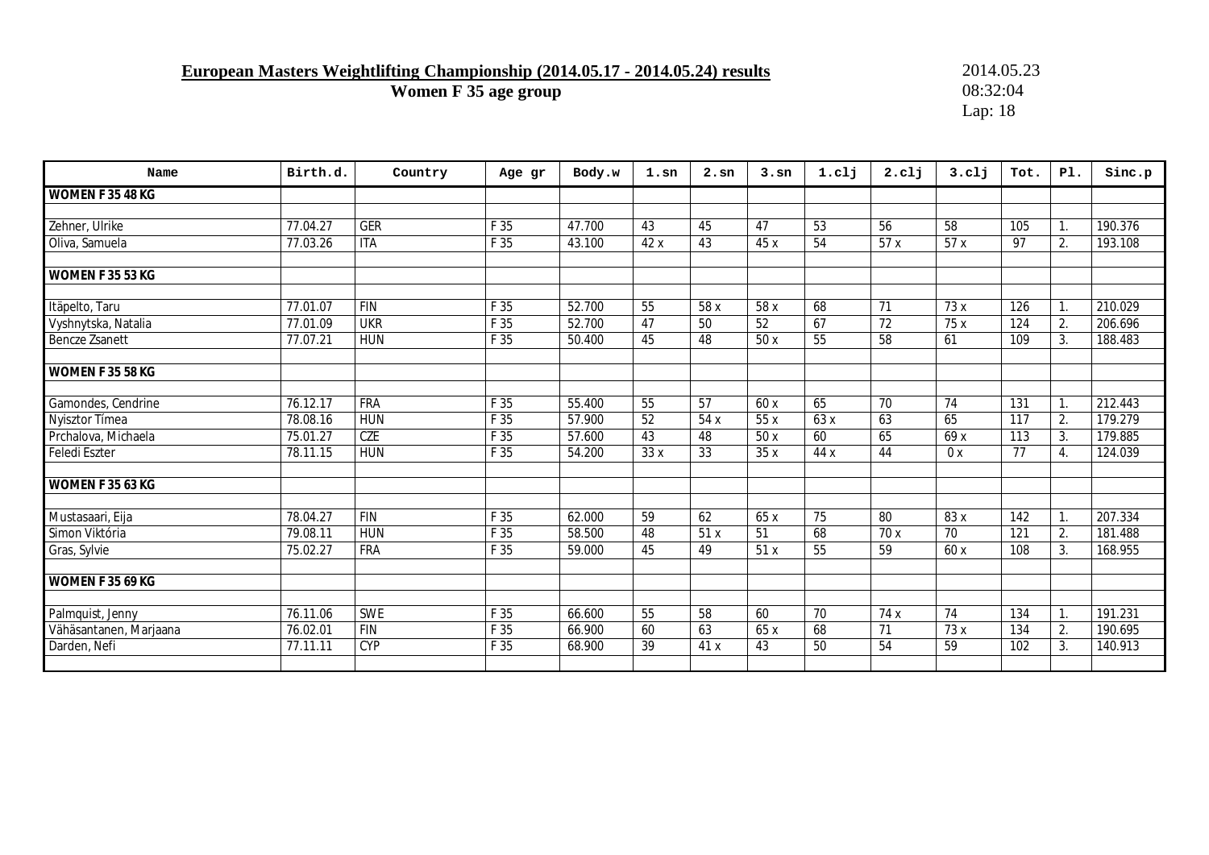**European Masters Weightlifting Championship (2014.05.17 - 2014.05.24) results**

**Women F 35 age group**

2014.05.23
08:32:04
Lap: 18

| Name | Birth.d. | Country | Age gr | Body.w | 1.sn | 2.sn | 3.sn | 1.clj | 2.clj | 3.clj | Tot. | Pl. | Sinc.p |
|---|---|---|---|---|---|---|---|---|---|---|---|---|---|
| **WOMEN F 35 48 KG** | | | | | | | | | | | | | |
| | | | | | | | | | | | | | |
| Zehner, Ulrike | 77.04.27 | GER | F 35 | 47.700 | 43 | 45 | 47 | 53 | 56 | 58 | 105 | 1. | 190.376 |
| Oliva, Samuela | 77.03.26 | ITA | F 35 | 43.100 | 42 x | 43 | 45 x | 54 | 57 x | 57 x | 97 | 2. | 193.108 |
| | | | | | | | | | | | | | |
| **WOMEN F 35 53 KG** | | | | | | | | | | | | | |
| | | | | | | | | | | | | | |
| Itäpelto, Taru | 77.01.07 | FIN | F 35 | 52.700 | 55 | 58 x | 58 x | 68 | 71 | 73 x | 126 | 1. | 210.029 |
| Vyshnytska, Natalia | 77.01.09 | UKR | F 35 | 52.700 | 47 | 50 | 52 | 67 | 72 | 75 x | 124 | 2. | 206.696 |
| Bencze Zsanett | 77.07.21 | HUN | F 35 | 50.400 | 45 | 48 | 50 x | 55 | 58 | 61 | 109 | 3. | 188.483 |
| | | | | | | | | | | | | | |
| **WOMEN F 35 58 KG** | | | | | | | | | | | | | |
| | | | | | | | | | | | | | |
| Gamondes, Cendrine | 76.12.17 | FRA | F 35 | 55.400 | 55 | 57 | 60 x | 65 | 70 | 74 | 131 | 1. | 212.443 |
| Nyisztor Tímea | 78.08.16 | HUN | F 35 | 57.900 | 52 | 54 x | 55 x | 63 x | 63 | 65 | 117 | 2. | 179.279 |
| Prchalova, Michaela | 75.01.27 | CZE | F 35 | 57.600 | 43 | 48 | 50 x | 60 | 65 | 69 x | 113 | 3. | 179.885 |
| Feledi Eszter | 78.11.15 | HUN | F 35 | 54.200 | 33 x | 33 | 35 x | 44 x | 44 | 0 x | 77 | 4. | 124.039 |
| | | | | | | | | | | | | | |
| **WOMEN F 35 63 KG** | | | | | | | | | | | | | |
| | | | | | | | | | | | | | |
| Mustasaari, Eija | 78.04.27 | FIN | F 35 | 62.000 | 59 | 62 | 65 x | 75 | 80 | 83 x | 142 | 1. | 207.334 |
| Simon Viktória | 79.08.11 | HUN | F 35 | 58.500 | 48 | 51 x | 51 | 68 | 70 x | 70 | 121 | 2. | 181.488 |
| Gras, Sylvie | 75.02.27 | FRA | F 35 | 59.000 | 45 | 49 | 51 x | 55 | 59 | 60 x | 108 | 3. | 168.955 |
| | | | | | | | | | | | | | |
| **WOMEN F 35 69 KG** | | | | | | | | | | | | | |
| | | | | | | | | | | | | | |
| Palmquist, Jenny | 76.11.06 | SWE | F 35 | 66.600 | 55 | 58 | 60 | 70 | 74 x | 74 | 134 | 1. | 191.231 |
| Vähäsantanen, Marjaana | 76.02.01 | FIN | F 35 | 66.900 | 60 | 63 | 65 x | 68 | 71 | 73 x | 134 | 2. | 190.695 |
| Darden, Nefi | 77.11.11 | CYP | F 35 | 68.900 | 39 | 41 x | 43 | 50 | 54 | 59 | 102 | 3. | 140.913 |
| | | | | | | | | | | | | | |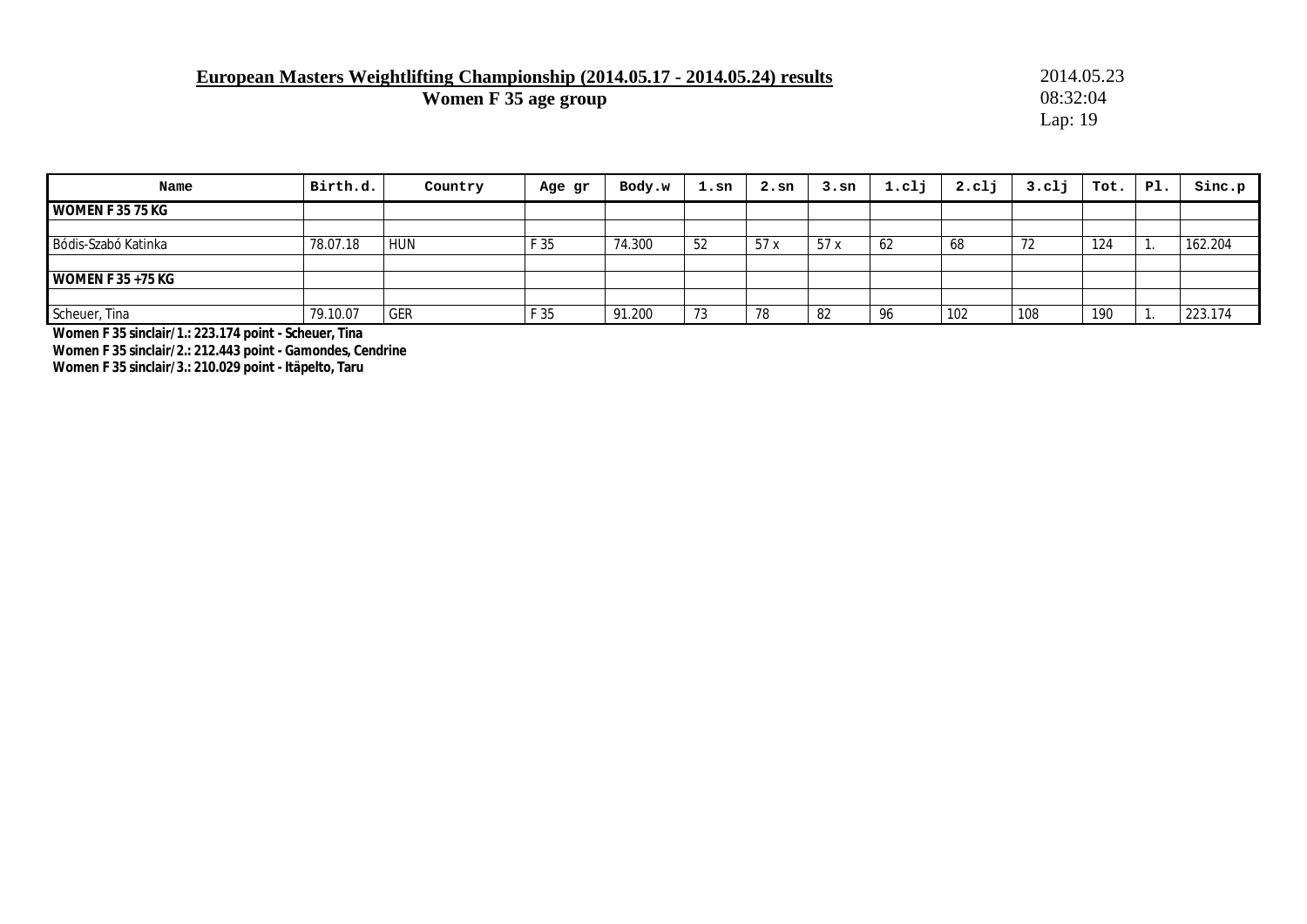**European Masters Weightlifting Championship (2014.05.17 - 2014.05.24) results**

**Women F 35 age group**

2014.05.23
08:32:04
Lap: 19

| Name | Birth.d. | Country | Age gr | Body.w | 1.sn | 2.sn | 3.sn | 1.clj | 2.clj | 3.clj | Tot. | Pl. | Sinc.p |
|---|---|---|---|---|---|---|---|---|---|---|---|---|---|
| **WOMEN F 35 75 KG** | | | | | | | | | | | | | |
| | | | | | | | | | | | | | |
| Bódis-Szabó Katinka | 78.07.18 | HUN | F 35 | 74.300 | 52 | 57 x | 57 x | 62 | 68 | 72 | 124 | 1. | 162.204 |
| | | | | | | | | | | | | | |
| **WOMEN F 35 +75 KG** | | | | | | | | | | | | | |
| | | | | | | | | | | | | | |
| Scheuer, Tina | 79.10.07 | GER | F 35 | 91.200 | 73 | 78 | 82 | 96 | 102 | 108 | 190 | 1. | 223.174 |

**Women F 35 sinclair/1.: 223.174 point - Scheuer, Tina**
**Women F 35 sinclair/2.: 212.443 point - Gamondes, Cendrine**
**Women F 35 sinclair/3.: 210.029 point - Itäpelto, Taru**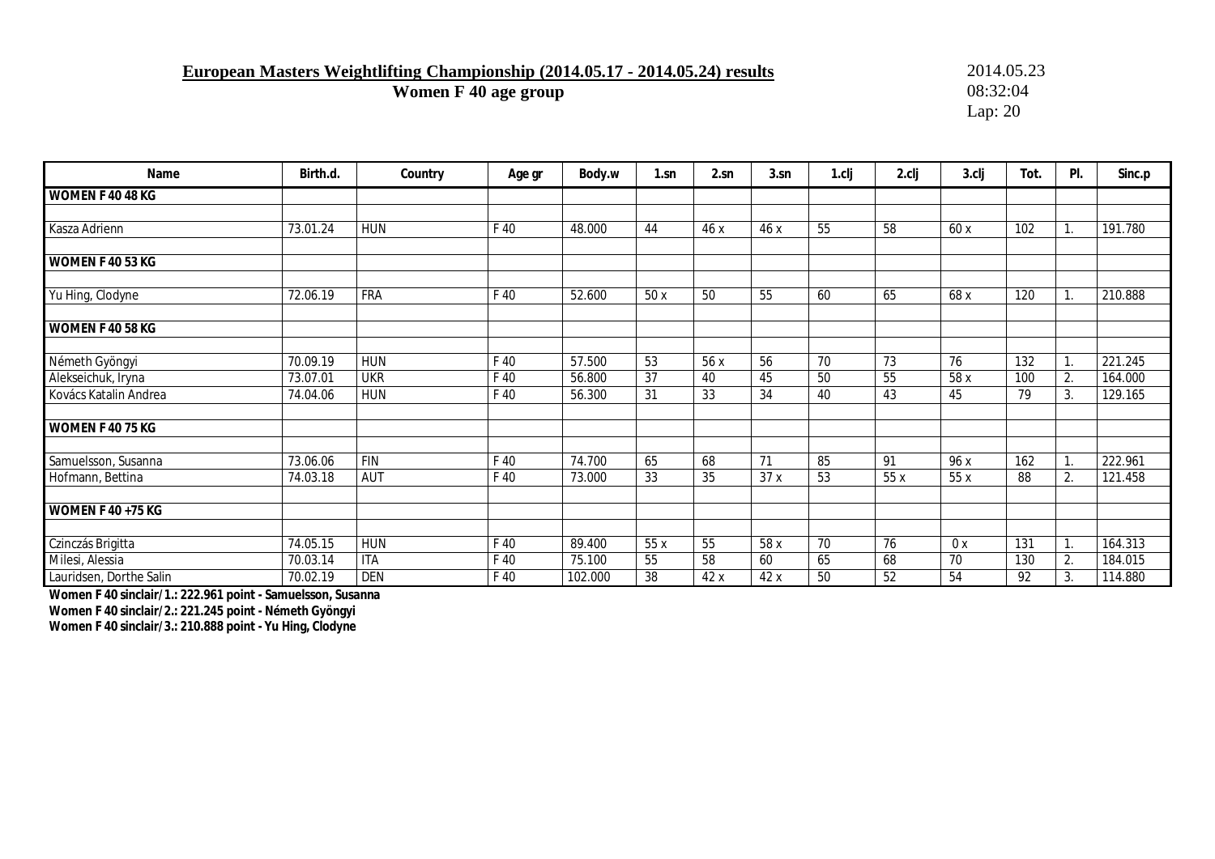**European Masters Weightlifting Championship (2014.05.17 - 2014.05.24) results**

**Women F 40 age group**

2014.05.23
08:32:04
Lap: 20

| Name | Birth.d. | Country | Age gr | Body.w | 1.sn | 2.sn | 3.sn | 1.clj | 2.clj | 3.clj | Tot. | Pl. | Sinc.p |
|---|---|---|---|---|---|---|---|---|---|---|---|---|---|
| **WOMEN F 40 48 KG** | | | | | | | | | | | | | |
| | | | | | | | | | | | | | |
| Kasza Adrienn | 73.01.24 | HUN | F 40 | 48.000 | 44 | 46 x | 46 x | 55 | 58 | 60 x | 102 | 1. | 191.780 |
| | | | | | | | | | | | | | |
| **WOMEN F 40 53 KG** | | | | | | | | | | | | | |
| | | | | | | | | | | | | | |
| Yu Hing, Clodyne | 72.06.19 | FRA | F 40 | 52.600 | 50 x | 50 | 55 | 60 | 65 | 68 x | 120 | 1. | 210.888 |
| | | | | | | | | | | | | | |
| **WOMEN F 40 58 KG** | | | | | | | | | | | | | |
| | | | | | | | | | | | | | |
| Németh Gyöngyi | 70.09.19 | HUN | F 40 | 57.500 | 53 | 56 x | 56 | 70 | 73 | 76 | 132 | 1. | 221.245 |
| Alekseichuk, Iryna | 73.07.01 | UKR | F 40 | 56.800 | 37 | 40 | 45 | 50 | 55 | 58 x | 100 | 2. | 164.000 |
| Kovács Katalin Andrea | 74.04.06 | HUN | F 40 | 56.300 | 31 | 33 | 34 | 40 | 43 | 45 | 79 | 3. | 129.165 |
| | | | | | | | | | | | | | |
| **WOMEN F 40 75 KG** | | | | | | | | | | | | | |
| | | | | | | | | | | | | | |
| Samuelsson, Susanna | 73.06.06 | FIN | F 40 | 74.700 | 65 | 68 | 71 | 85 | 91 | 96 x | 162 | 1. | 222.961 |
| Hofmann, Bettina | 74.03.18 | AUT | F 40 | 73.000 | 33 | 35 | 37 x | 53 | 55 x | 55 x | 88 | 2. | 121.458 |
| | | | | | | | | | | | | | |
| **WOMEN F 40 +75 KG** | | | | | | | | | | | | | |
| | | | | | | | | | | | | | |
| Czinczás Brigitta | 74.05.15 | HUN | F 40 | 89.400 | 55 x | 55 | 58 x | 70 | 76 | 0 x | 131 | 1. | 164.313 |
| Milesi, Alessia | 70.03.14 | ITA | F 40 | 75.100 | 55 | 58 | 60 | 65 | 68 | 70 | 130 | 2. | 184.015 |
| Lauridsen, Dorthe Salin | 70.02.19 | DEN | F 40 | 102.000 | 38 | 42 x | 42 x | 50 | 52 | 54 | 92 | 3. | 114.880 |

**Women F 40 sinclair/1.: 222.961 point - Samuelsson, Susanna**
**Women F 40 sinclair/2.: 221.245 point - Németh Gyöngyi**
**Women F 40 sinclair/3.: 210.888 point - Yu Hing, Clodyne**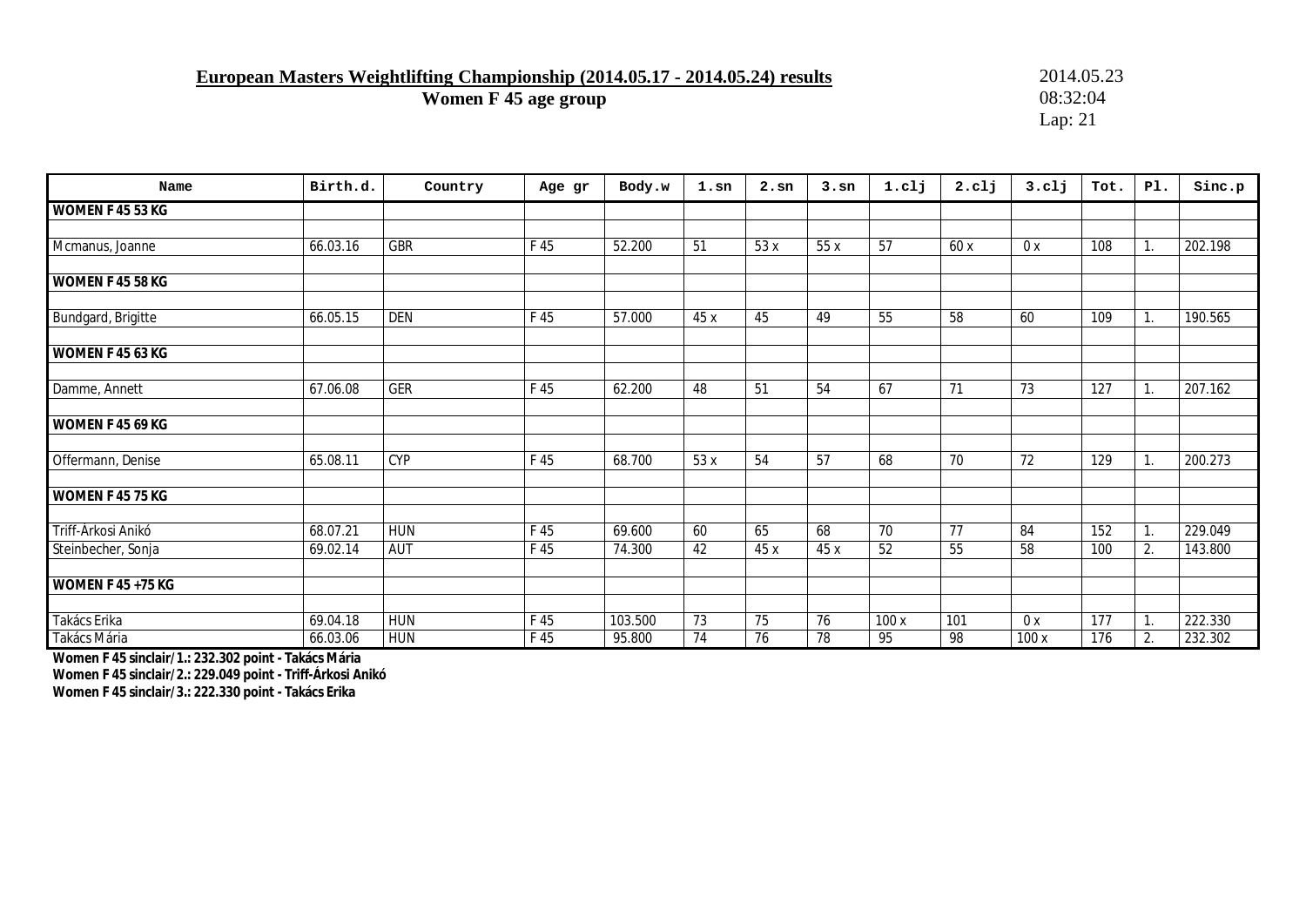# European Masters Weightlifting Championship (2014.05.17 - 2014.05.24) results

## Women F 45 age group

2014.05.23
08:32:04
Lap: 21

| Name | Birth.d. | Country | Age gr | Body.w | 1.sn | 2.sn | 3.sn | 1.clj | 2.clj | 3.clj | Tot. | Pl. | Sinc.p |
|---|---|---|---|---|---|---|---|---|---|---|---|---|---|
| **WOMEN F 45 53 KG** | | | | | | | | | | | | | |
| | | | | | | | | | | | | | |
| Mcmanus, Joanne | 66.03.16 | GBR | F 45 | 52.200 | 51 | 53 x | 55 x | 57 | 60 x | 0 x | 108 | 1. | 202.198 |
| | | | | | | | | | | | | | |
| **WOMEN F 45 58 KG** | | | | | | | | | | | | | |
| | | | | | | | | | | | | | |
| Bundgard, Brigitte | 66.05.15 | DEN | F 45 | 57.000 | 45 x | 45 | 49 | 55 | 58 | 60 | 109 | 1. | 190.565 |
| | | | | | | | | | | | | | |
| **WOMEN F 45 63 KG** | | | | | | | | | | | | | |
| | | | | | | | | | | | | | |
| Damme, Annett | 67.06.08 | GER | F 45 | 62.200 | 48 | 51 | 54 | 67 | 71 | 73 | 127 | 1. | 207.162 |
| | | | | | | | | | | | | | |
| **WOMEN F 45 69 KG** | | | | | | | | | | | | | |
| | | | | | | | | | | | | | |
| Offermann, Denise | 65.08.11 | CYP | F 45 | 68.700 | 53 x | 54 | 57 | 68 | 70 | 72 | 129 | 1. | 200.273 |
| | | | | | | | | | | | | | |
| **WOMEN F 45 75 KG** | | | | | | | | | | | | | |
| | | | | | | | | | | | | | |
| Triff-Árkosi Anikó | 68.07.21 | HUN | F 45 | 69.600 | 60 | 65 | 68 | 70 | 77 | 84 | 152 | 1. | 229.049 |
| Steinbecher, Sonja | 69.02.14 | AUT | F 45 | 74.300 | 42 | 45 x | 45 x | 52 | 55 | 58 | 100 | 2. | 143.800 |
| | | | | | | | | | | | | | |
| **WOMEN F 45 +75 KG** | | | | | | | | | | | | | |
| | | | | | | | | | | | | | |
| Takács Erika | 69.04.18 | HUN | F 45 | 103.500 | 73 | 75 | 76 | 100 x | 101 | 0 x | 177 | 1. | 222.330 |
| Takács Mária | 66.03.06 | HUN | F 45 | 95.800 | 74 | 76 | 78 | 95 | 98 | 100 x | 176 | 2. | 232.302 |

**Women F 45 sinclair/1.: 232.302 point - Takács Mária**
**Women F 45 sinclair/2.: 229.049 point - Triff-Árkosi Anikó**
**Women F 45 sinclair/3.: 222.330 point - Takács Erika**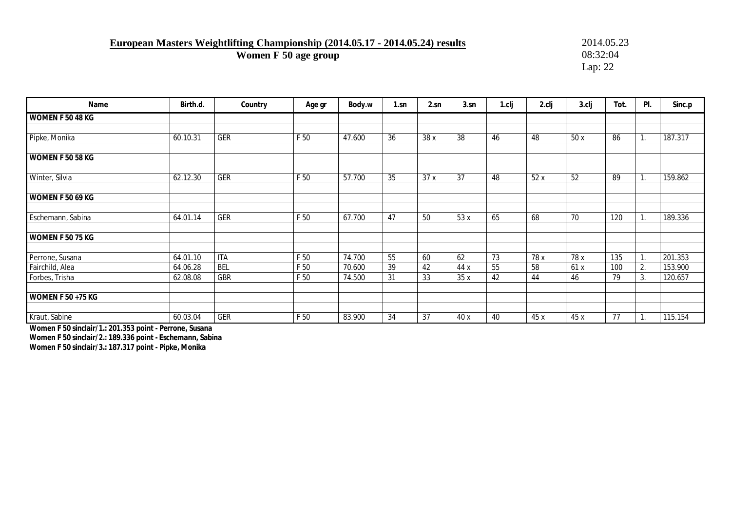**European Masters Weightlifting Championship (2014.05.17 - 2014.05.24) results**

**Women F 50 age group**

2014.05.23
08:32:04
Lap: 22

| Name | Birth.d. | Country | Age gr | Body.w | 1.sn | 2.sn | 3.sn | 1.clj | 2.clj | 3.clj | Tot. | Pl. | Sinc.p |
|---|---|---|---|---|---|---|---|---|---|---|---|---|---|
| **WOMEN F 50 48 KG** | | | | | | | | | | | | | |
| | | | | | | | | | | | | | |
| Pipke, Monika | 60.10.31 | GER | F 50 | 47.600 | 36 | 38 x | 38 | 46 | 48 | 50 x | 86 | 1. | 187.317 |
| | | | | | | | | | | | | | |
| **WOMEN F 50 58 KG** | | | | | | | | | | | | | |
| | | | | | | | | | | | | | |
| Winter, Silvia | 62.12.30 | GER | F 50 | 57.700 | 35 | 37 x | 37 | 48 | 52 x | 52 | 89 | 1. | 159.862 |
| | | | | | | | | | | | | | |
| **WOMEN F 50 69 KG** | | | | | | | | | | | | | |
| | | | | | | | | | | | | | |
| Eschemann, Sabina | 64.01.14 | GER | F 50 | 67.700 | 47 | 50 | 53 x | 65 | 68 | 70 | 120 | 1. | 189.336 |
| | | | | | | | | | | | | | |
| **WOMEN F 50 75 KG** | | | | | | | | | | | | | |
| | | | | | | | | | | | | | |
| Perrone, Susana | 64.01.10 | ITA | F 50 | 74.700 | 55 | 60 | 62 | 73 | 78 x | 78 x | 135 | 1. | 201.353 |
| Fairchild, Alea | 64.06.28 | BEL | F 50 | 70.600 | 39 | 42 | 44 x | 55 | 58 | 61 x | 100 | 2. | 153.900 |
| Forbes, Trisha | 62.08.08 | GBR | F 50 | 74.500 | 31 | 33 | 35 x | 42 | 44 | 46 | 79 | 3. | 120.657 |
| | | | | | | | | | | | | | |
| **WOMEN F 50 +75 KG** | | | | | | | | | | | | | |
| | | | | | | | | | | | | | |
| Kraut, Sabine | 60.03.04 | GER | F 50 | 83.900 | 34 | 37 | 40 x | 40 | 45 x | 45 x | 77 | 1. | 115.154 |

**Women F 50 sinclair/1.: 201.353 point - Perrone, Susana**
**Women F 50 sinclair/2.: 189.336 point - Eschemann, Sabina**
**Women F 50 sinclair/3.: 187.317 point - Pipke, Monika**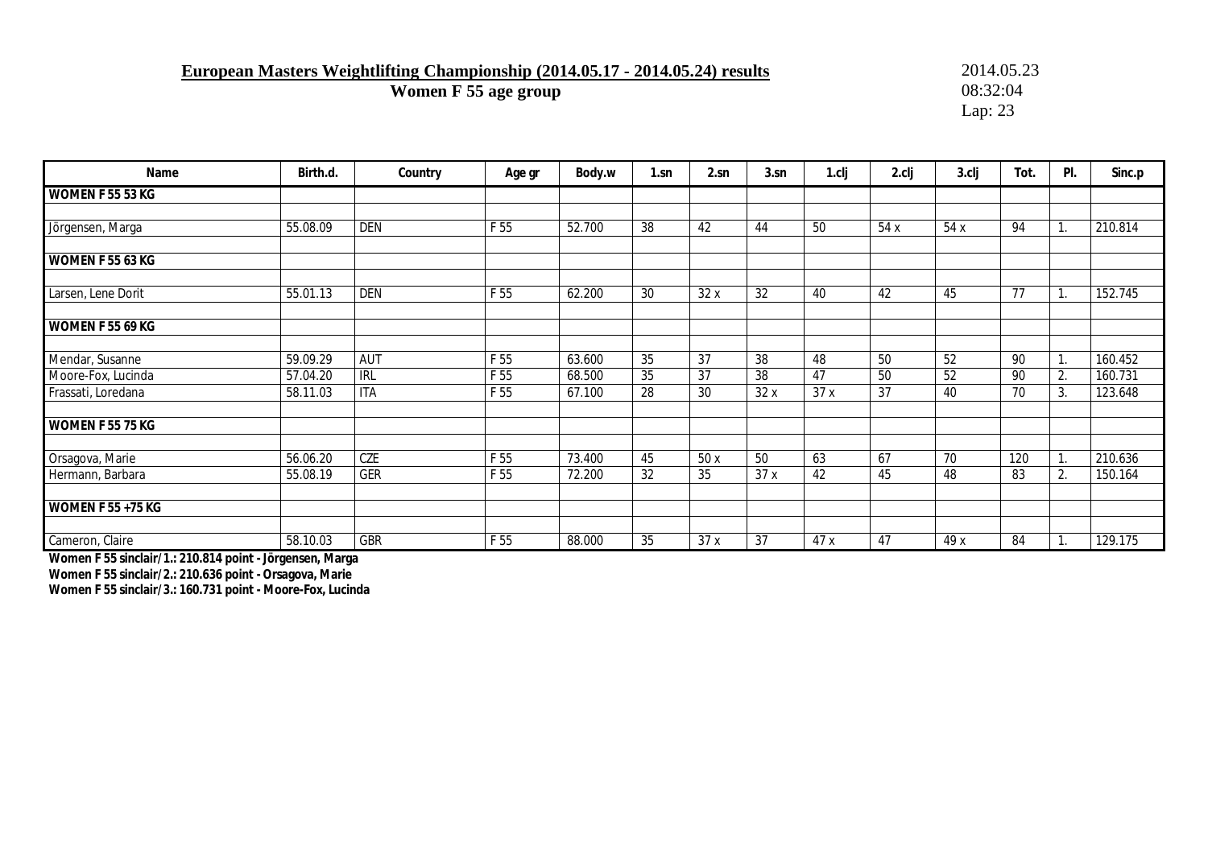**European Masters Weightlifting Championship (2014.05.17 - 2014.05.24) results**

**Women F 55 age group**

2014.05.23
08:32:04
Lap: 23

| Name | Birth.d. | Country | Age gr | Body.w | 1.sn | 2.sn | 3.sn | 1.clj | 2.clj | 3.clj | Tot. | Pl. | Sinc.p |
|---|---|---|---|---|---|---|---|---|---|---|---|---|---|
| **WOMEN F 55 53 KG** | | | | | | | | | | | | | |
| | | | | | | | | | | | | | |
| Jörgensen, Marga | 55.08.09 | DEN | F 55 | 52.700 | 38 | 42 | 44 | 50 | 54 x | 54 x | 94 | 1. | 210.814 |
| | | | | | | | | | | | | | |
| **WOMEN F 55 63 KG** | | | | | | | | | | | | | |
| | | | | | | | | | | | | | |
| Larsen, Lene Dorit | 55.01.13 | DEN | F 55 | 62.200 | 30 | 32 x | 32 | 40 | 42 | 45 | 77 | 1. | 152.745 |
| | | | | | | | | | | | | | |
| **WOMEN F 55 69 KG** | | | | | | | | | | | | | |
| | | | | | | | | | | | | | |
| Mendar, Susanne | 59.09.29 | AUT | F 55 | 63.600 | 35 | 37 | 38 | 48 | 50 | 52 | 90 | 1. | 160.452 |
| Moore-Fox, Lucinda | 57.04.20 | IRL | F 55 | 68.500 | 35 | 37 | 38 | 47 | 50 | 52 | 90 | 2. | 160.731 |
| Frassati, Loredana | 58.11.03 | ITA | F 55 | 67.100 | 28 | 30 | 32 x | 37 x | 37 | 40 | 70 | 3. | 123.648 |
| | | | | | | | | | | | | | |
| **WOMEN F 55 75 KG** | | | | | | | | | | | | | |
| | | | | | | | | | | | | | |
| Orsagova, Marie | 56.06.20 | CZE | F 55 | 73.400 | 45 | 50 x | 50 | 63 | 67 | 70 | 120 | 1. | 210.636 |
| Hermann, Barbara | 55.08.19 | GER | F 55 | 72.200 | 32 | 35 | 37 x | 42 | 45 | 48 | 83 | 2. | 150.164 |
| | | | | | | | | | | | | | |
| **WOMEN F 55 +75 KG** | | | | | | | | | | | | | |
| | | | | | | | | | | | | | |
| Cameron, Claire | 58.10.03 | GBR | F 55 | 88.000 | 35 | 37 x | 37 | 47 x | 47 | 49 x | 84 | 1. | 129.175 |

**Women F 55 sinclair/1.: 210.814 point - Jörgensen, Marga**
**Women F 55 sinclair/2.: 210.636 point - Orsagova, Marie**
**Women F 55 sinclair/3.: 160.731 point - Moore-Fox, Lucinda**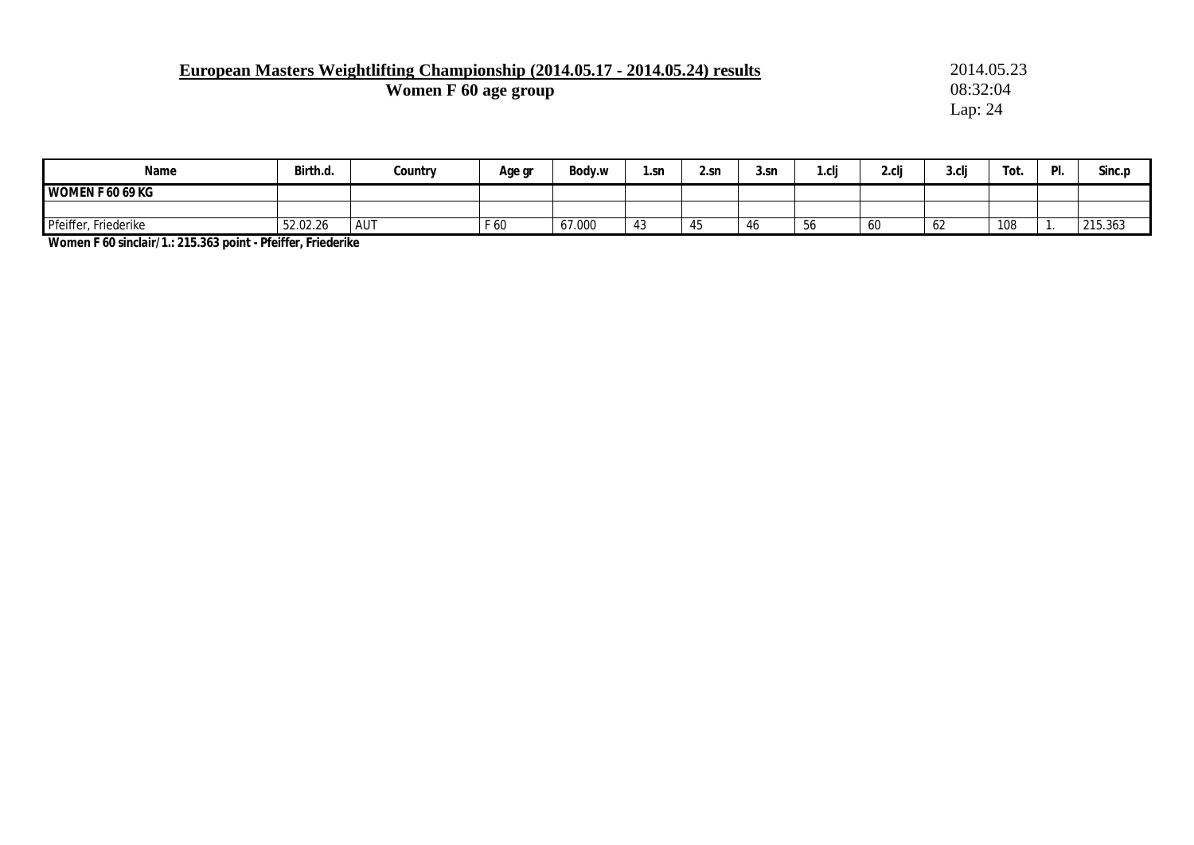**European Masters Weightlifting Championship (2014.05.17 - 2014.05.24) results**

**Women F 60 age group**

2014.05.23
08:32:04
Lap: 24

| Name | Birth.d. | Country | Age gr | Body.w | 1.sn | 2.sn | 3.sn | 1.clj | 2.clj | 3.clj | Tot. | Pl. | Sinc.p |
|---|---|---|---|---|---|---|---|---|---|---|---|---|---|
| **WOMEN F 60 69 KG** | | | | | | | | | | | | | |
| | | | | | | | | | | | | | |
| Pfeiffer, Friederike | 52.02.26 | AUT | F 60 | 67.000 | 43 | 45 | 46 | 56 | 60 | 62 | 108 | 1. | 215.363 |

**Women F 60 sinclair/1.: 215.363 point - Pfeiffer, Friederike**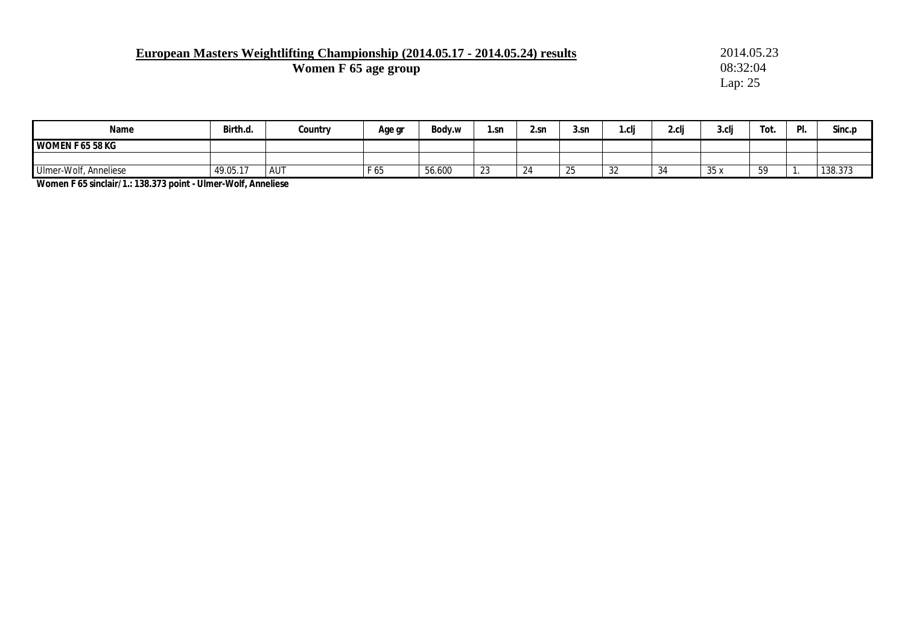**European Masters Weightlifting Championship (2014.05.17 - 2014.05.24) results**

**Women F 65 age group**

2014.05.23
08:32:04
Lap: 25

| Name | Birth.d. | Country | Age gr | Body.w | 1.sn | 2.sn | 3.sn | 1.clj | 2.clj | 3.clj | Tot. | Pl. | Sinc.p |
|---|---|---|---|---|---|---|---|---|---|---|---|---|---|
| **WOMEN F 65 58 KG** | | | | | | | | | | | | | |
| | | | | | | | | | | | | | |
| Ulmer-Wolf, Anneliese | 49.05.17 | AUT | F 65 | 56.600 | 23 | 24 | 25 | 32 | 34 | 35 x | 59 | 1. | 138.373 |

**Women F 65 sinclair/1.: 138.373 point - Ulmer-Wolf, Anneliese**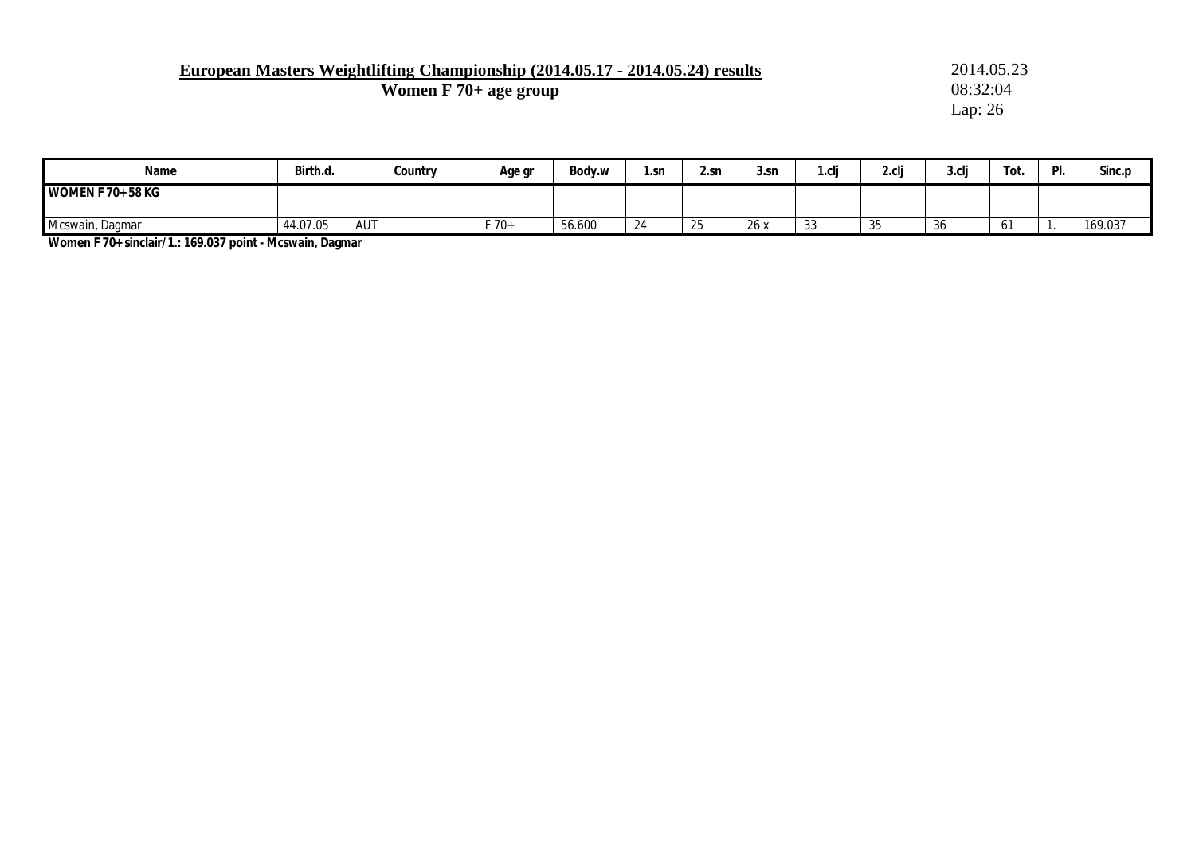**European Masters Weightlifting Championship (2014.05.17 - 2014.05.24) results**

**Women F 70+ age group**

2014.05.23
08:32:04
Lap: 26

| Name | Birth.d. | Country | Age gr | Body.w | 1.sn | 2.sn | 3.sn | 1.clj | 2.clj | 3.clj | Tot. | Pl. | Sinc.p |
|---|---|---|---|---|---|---|---|---|---|---|---|---|---|
| **WOMEN F 70+ 58 KG** | | | | | | | | | | | | | |
| | | | | | | | | | | | | | |
| Mcswain, Dagmar | 44.07.05 | AUT | F 70+ | 56.600 | 24 | 25 | 26 x | 33 | 35 | 36 | 61 | 1. | 169.037 |

**Women F 70+ sinclair/1.: 169.037 point - Mcswain, Dagmar**